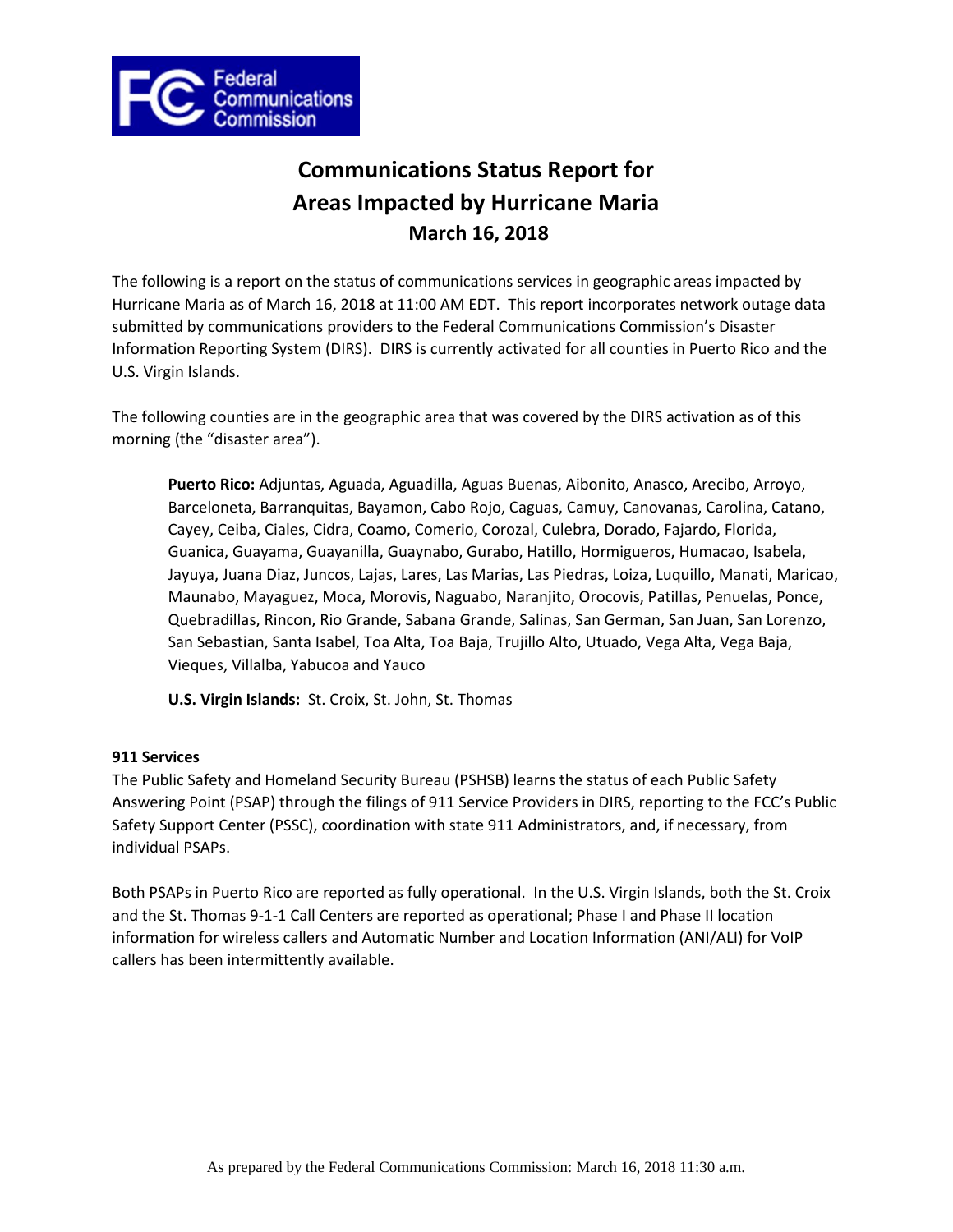# Communications Status Report for Areas Impacted by Hurricane Maria

## March 16, 2018

The following is a report on the status of communications services in geographic areas impacted by Hurricane Maria as of March 16, 2018 at 11:00 AM EDT. This report incorporates network outage data submitted by communications providers to the Federal Communications Commission's Disaster Information Reporting System (DIRS). DIRS is currently activated for all counties in Puerto Rico and the U.S. Virgin Islands.

The following counties are in the geographic area that was covered by the DIRS activation as of this morning (the "disaster area").

> **Puerto Rico:** Adjuntas, Aguada, Aguadilla, Aguas Buenas, Aibonito, Anasco, Arecibo, Arroyo, Barceloneta, Barranquitas, Bayamon, Cabo Rojo, Caguas, Camuy, Canovanas, Carolina, Catano, Cayey, Ceiba, Ciales, Cidra, Coamo, Comerio, Corozal, Culebra, Dorado, Fajardo, Florida, Guanica, Guayama, Guayanilla, Guaynabo, Gurabo, Hatillo, Hormigueros, Humacao, Isabela, Jayuya, Juana Diaz, Juncos, Lajas, Lares, Las Marias, Las Piedras, Loiza, Luquillo, Manati, Maricao, Maunabo, Mayaguez, Moca, Morovis, Naguabo, Naranjito, Orocovis, Patillas, Penuelas, Ponce, Quebradillas, Rincon, Rio Grande, Sabana Grande, Salinas, San German, San Juan, San Lorenzo, San Sebastian, Santa Isabel, Toa Alta, Toa Baja, Trujillo Alto, Utuado, Vega Alta, Vega Baja, Vieques, Villalba, Yabucoa and Yauco
>
> **U.S. Virgin Islands:** St. Croix, St. John, St. Thomas

**911 Services**

The Public Safety and Homeland Security Bureau (PSHSB) learns the status of each Public Safety Answering Point (PSAP) through the filings of 911 Service Providers in DIRS, reporting to the FCC's Public Safety Support Center (PSSC), coordination with state 911 Administrators, and, if necessary, from individual PSAPs.

Both PSAPs in Puerto Rico are reported as fully operational. In the U.S. Virgin Islands, both the St. Croix and the St. Thomas 9-1-1 Call Centers are reported as operational; Phase I and Phase II location information for wireless callers and Automatic Number and Location Information (ANI/ALI) for VoIP callers has been intermittently available.

As prepared by the Federal Communications Commission: March 16, 2018 11:30 a.m.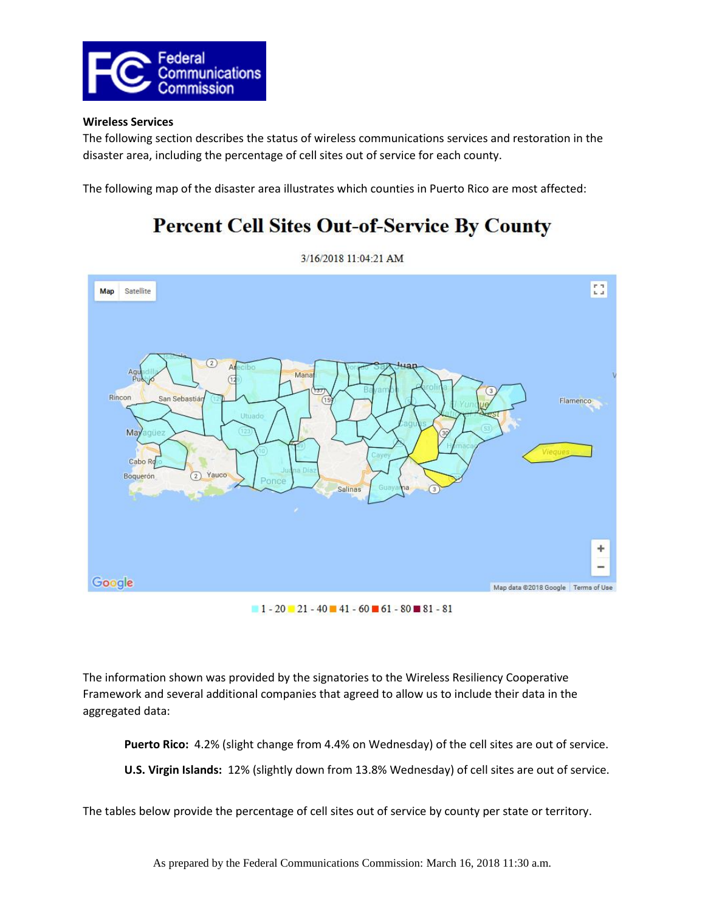**Wireless Services**

The following section describes the status of wireless communications services and restoration in the disaster area, including the percentage of cell sites out of service for each county.

The following map of the disaster area illustrates which counties in Puerto Rico are most affected:

**Percent Cell Sites Out-of-Service By County**

3/16/2018 11:04:21 AM

1 - 20
21 - 40
41 - 60
61 - 80
81 - 81

The information shown was provided by the signatories to the Wireless Resiliency Cooperative Framework and several additional companies that agreed to allow us to include their data in the aggregated data:

> **Puerto Rico:** 4.2% (slight change from 4.4% on Wednesday) of the cell sites are out of service.
>
> **U.S. Virgin Islands:** 12% (slightly down from 13.8% Wednesday) of cell sites are out of service.

The tables below provide the percentage of cell sites out of service by county per state or territory.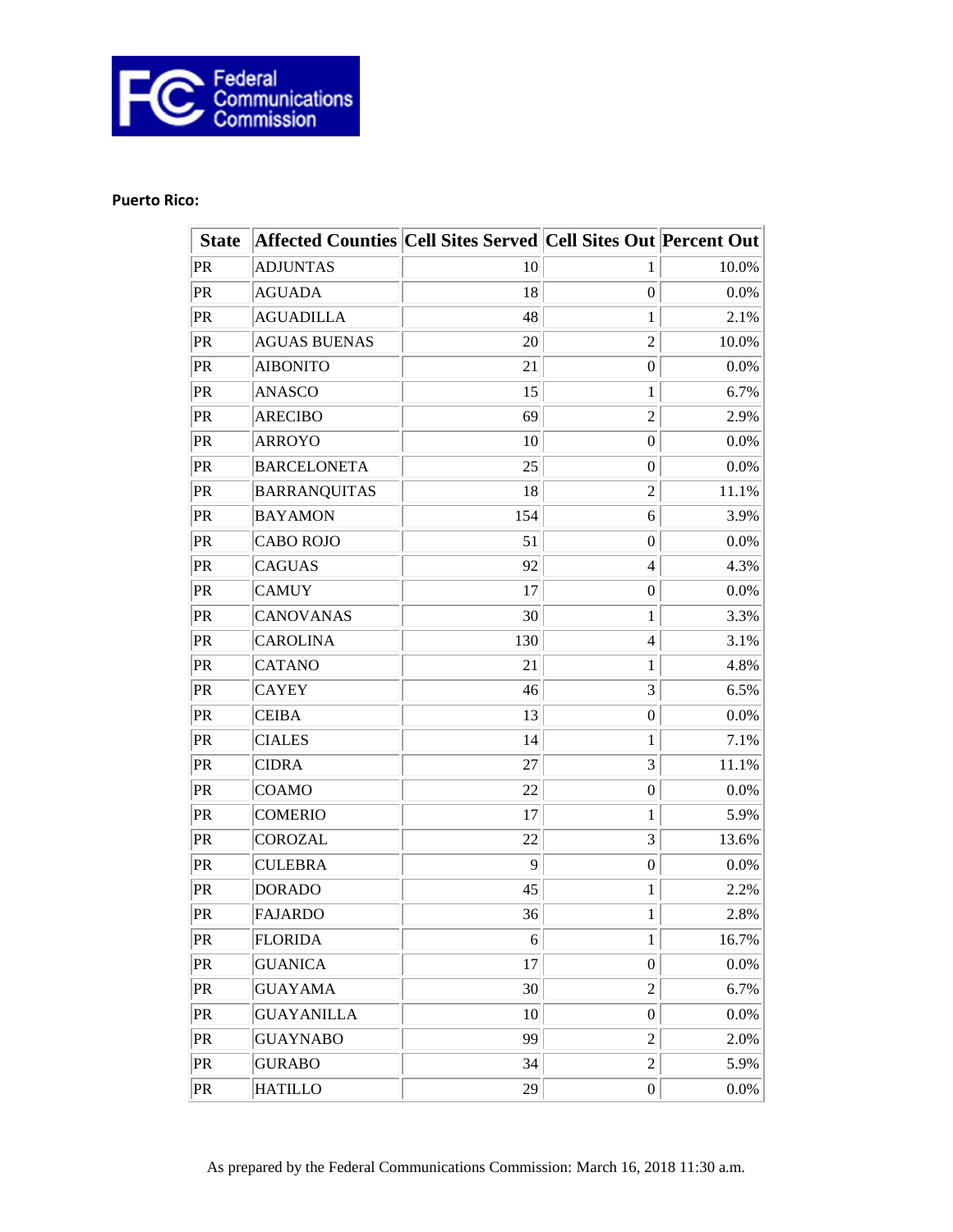**Puerto Rico:**

| State | Affected Counties | Cell Sites Served | Cell Sites Out | Percent Out |
|---|---|---|---|---|
| PR | ADJUNTAS | 10 | 1 | 10.0% |
| PR | AGUADA | 18 | 0 | 0.0% |
| PR | AGUADILLA | 48 | 1 | 2.1% |
| PR | AGUAS BUENAS | 20 | 2 | 10.0% |
| PR | AIBONITO | 21 | 0 | 0.0% |
| PR | ANASCO | 15 | 1 | 6.7% |
| PR | ARECIBO | 69 | 2 | 2.9% |
| PR | ARROYO | 10 | 0 | 0.0% |
| PR | BARCELONETA | 25 | 0 | 0.0% |
| PR | BARRANQUITAS | 18 | 2 | 11.1% |
| PR | BAYAMON | 154 | 6 | 3.9% |
| PR | CABO ROJO | 51 | 0 | 0.0% |
| PR | CAGUAS | 92 | 4 | 4.3% |
| PR | CAMUY | 17 | 0 | 0.0% |
| PR | CANOVANAS | 30 | 1 | 3.3% |
| PR | CAROLINA | 130 | 4 | 3.1% |
| PR | CATANO | 21 | 1 | 4.8% |
| PR | CAYEY | 46 | 3 | 6.5% |
| PR | CEIBA | 13 | 0 | 0.0% |
| PR | CIALES | 14 | 1 | 7.1% |
| PR | CIDRA | 27 | 3 | 11.1% |
| PR | COAMO | 22 | 0 | 0.0% |
| PR | COMERIO | 17 | 1 | 5.9% |
| PR | COROZAL | 22 | 3 | 13.6% |
| PR | CULEBRA | 9 | 0 | 0.0% |
| PR | DORADO | 45 | 1 | 2.2% |
| PR | FAJARDO | 36 | 1 | 2.8% |
| PR | FLORIDA | 6 | 1 | 16.7% |
| PR | GUANICA | 17 | 0 | 0.0% |
| PR | GUAYAMA | 30 | 2 | 6.7% |
| PR | GUAYANILLA | 10 | 0 | 0.0% |
| PR | GUAYNABO | 99 | 2 | 2.0% |
| PR | GURABO | 34 | 2 | 5.9% |
| PR | HATILLO | 29 | 0 | 0.0% |

As prepared by the Federal Communications Commission: March 16, 2018 11:30 a.m.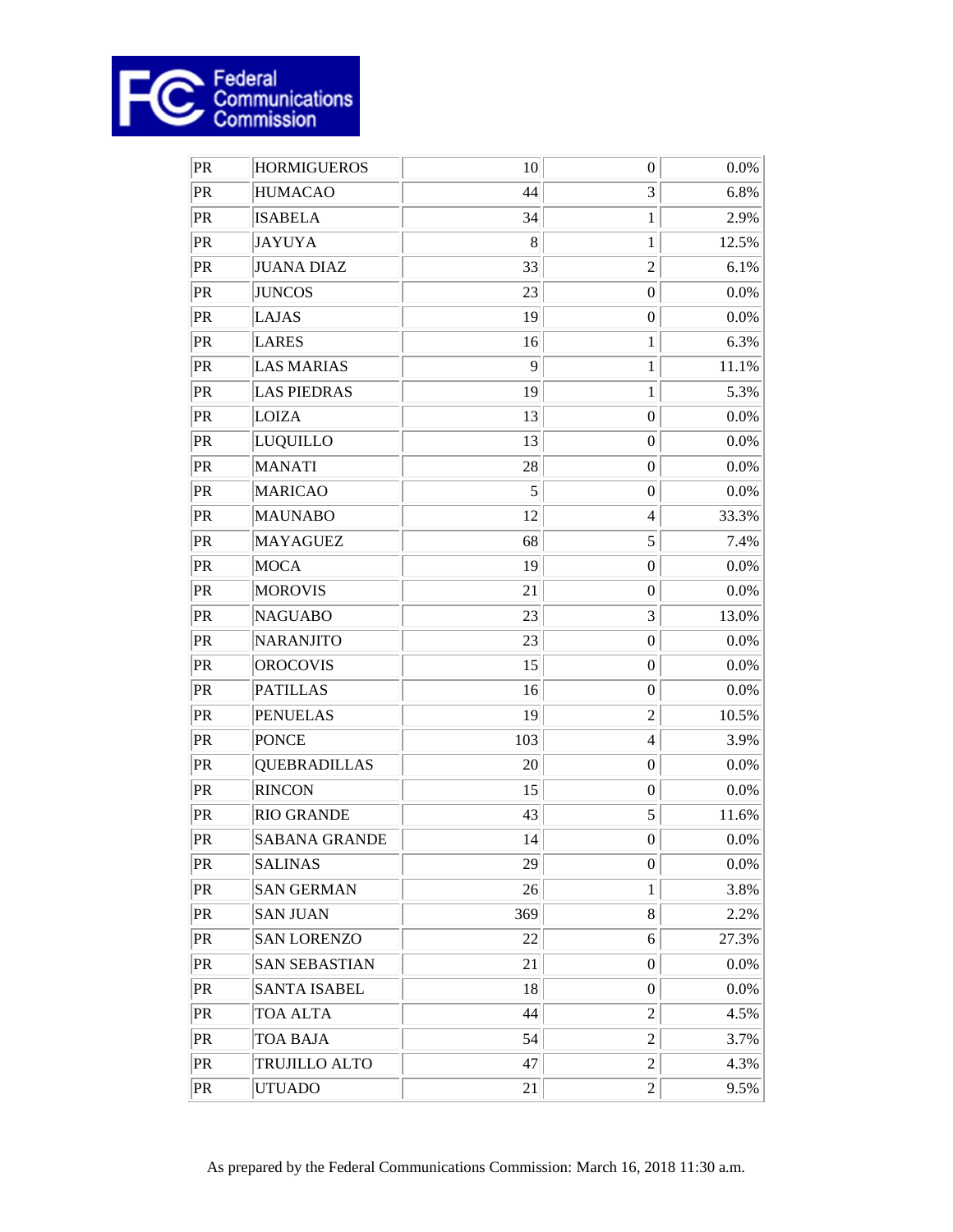| | | | | |
|---|---|---|---|---|
| PR | HORMIGUEROS | 10 | 0 | 0.0% |
| PR | HUMACAO | 44 | 3 | 6.8% |
| PR | ISABELA | 34 | 1 | 2.9% |
| PR | JAYUYA | 8 | 1 | 12.5% |
| PR | JUANA DIAZ | 33 | 2 | 6.1% |
| PR | JUNCOS | 23 | 0 | 0.0% |
| PR | LAJAS | 19 | 0 | 0.0% |
| PR | LARES | 16 | 1 | 6.3% |
| PR | LAS MARIAS | 9 | 1 | 11.1% |
| PR | LAS PIEDRAS | 19 | 1 | 5.3% |
| PR | LOIZA | 13 | 0 | 0.0% |
| PR | LUQUILLO | 13 | 0 | 0.0% |
| PR | MANATI | 28 | 0 | 0.0% |
| PR | MARICAO | 5 | 0 | 0.0% |
| PR | MAUNABO | 12 | 4 | 33.3% |
| PR | MAYAGUEZ | 68 | 5 | 7.4% |
| PR | MOCA | 19 | 0 | 0.0% |
| PR | MOROVIS | 21 | 0 | 0.0% |
| PR | NAGUABO | 23 | 3 | 13.0% |
| PR | NARANJITO | 23 | 0 | 0.0% |
| PR | OROCOVIS | 15 | 0 | 0.0% |
| PR | PATILLAS | 16 | 0 | 0.0% |
| PR | PENUELAS | 19 | 2 | 10.5% |
| PR | PONCE | 103 | 4 | 3.9% |
| PR | QUEBRADILLAS | 20 | 0 | 0.0% |
| PR | RINCON | 15 | 0 | 0.0% |
| PR | RIO GRANDE | 43 | 5 | 11.6% |
| PR | SABANA GRANDE | 14 | 0 | 0.0% |
| PR | SALINAS | 29 | 0 | 0.0% |
| PR | SAN GERMAN | 26 | 1 | 3.8% |
| PR | SAN JUAN | 369 | 8 | 2.2% |
| PR | SAN LORENZO | 22 | 6 | 27.3% |
| PR | SAN SEBASTIAN | 21 | 0 | 0.0% |
| PR | SANTA ISABEL | 18 | 0 | 0.0% |
| PR | TOA ALTA | 44 | 2 | 4.5% |
| PR | TOA BAJA | 54 | 2 | 3.7% |
| PR | TRUJILLO ALTO | 47 | 2 | 4.3% |
| PR | UTUADO | 21 | 2 | 9.5% |

As prepared by the Federal Communications Commission: March 16, 2018 11:30 a.m.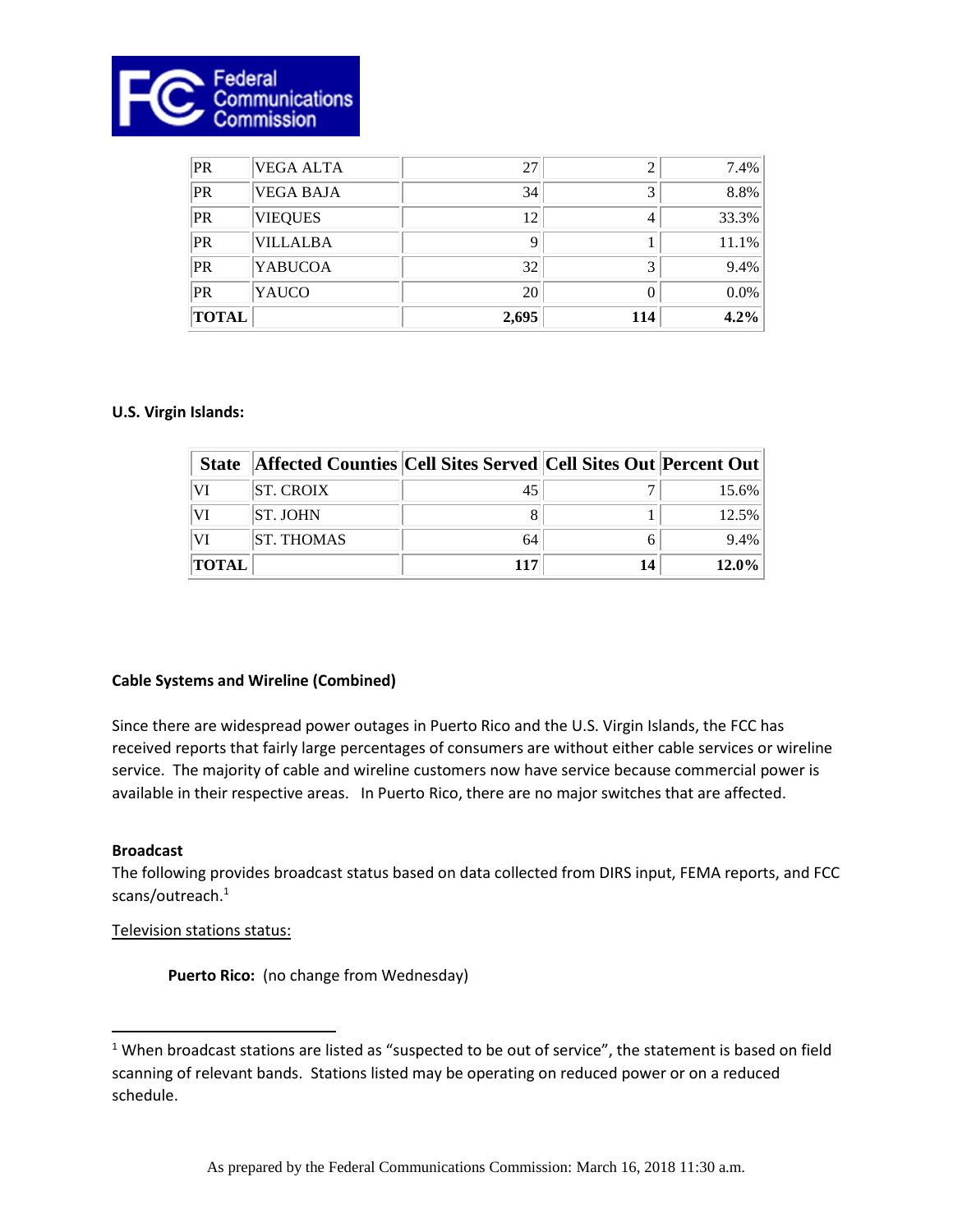| | | | | |
|---|---|---|---|---|
| PR | VEGA ALTA | 27 | 2 | 7.4% |
| PR | VEGA BAJA | 34 | 3 | 8.8% |
| PR | VIEQUES | 12 | 4 | 33.3% |
| PR | VILLALBA | 9 | 1 | 11.1% |
| PR | YABUCOA | 32 | 3 | 9.4% |
| PR | YAUCO | 20 | 0 | 0.0% |
| **TOTAL** | | **2,695** | **114** | **4.2%** |

**U.S. Virgin Islands:**

| State | Affected Counties | Cell Sites Served | Cell Sites Out | Percent Out |
|---|---|---|---|---|
| VI | ST. CROIX | 45 | 7 | 15.6% |
| VI | ST. JOHN | 8 | 1 | 12.5% |
| VI | ST. THOMAS | 64 | 6 | 9.4% |
| **TOTAL** | | **117** | **14** | **12.0%** |

**Cable Systems and Wireline (Combined)**

Since there are widespread power outages in Puerto Rico and the U.S. Virgin Islands, the FCC has received reports that fairly large percentages of consumers are without either cable services or wireline service. The majority of cable and wireline customers now have service because commercial power is available in their respective areas. In Puerto Rico, there are no major switches that are affected.

**Broadcast**

The following provides broadcast status based on data collected from DIRS input, FEMA reports, and FCC scans/outreach.[1]

Television stations status:

**Puerto Rico:** (no change from Wednesday)

[1] When broadcast stations are listed as "suspected to be out of service", the statement is based on field scanning of relevant bands. Stations listed may be operating on reduced power or on a reduced schedule.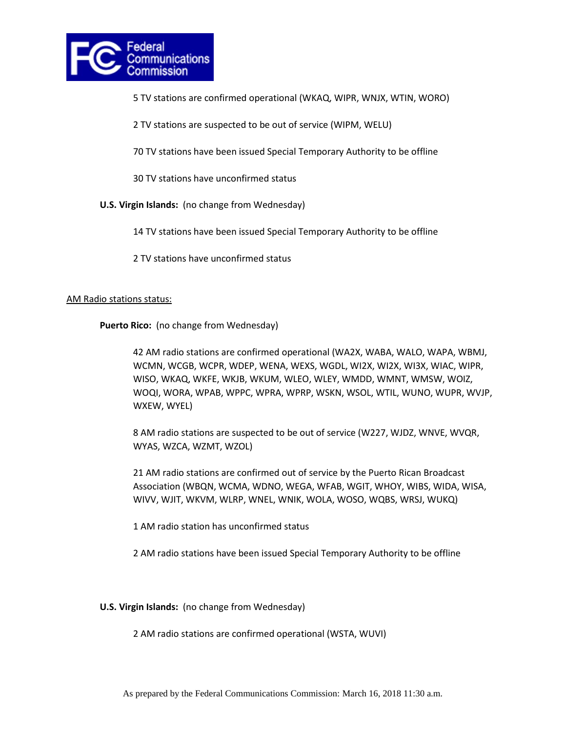5 TV stations are confirmed operational (WKAQ, WIPR, WNJX, WTIN, WORO)

2 TV stations are suspected to be out of service (WIPM, WELU)

70 TV stations have been issued Special Temporary Authority to be offline

30 TV stations have unconfirmed status

**U.S. Virgin Islands:** (no change from Wednesday)

14 TV stations have been issued Special Temporary Authority to be offline

2 TV stations have unconfirmed status

AM Radio stations status:

**Puerto Rico:** (no change from Wednesday)

42 AM radio stations are confirmed operational (WA2X, WABA, WALO, WAPA, WBMJ, WCMN, WCGB, WCPR, WDEP, WENA, WEXS, WGDL, WI2X, WI2X, WI3X, WIAC, WIPR, WISO, WKAQ, WKFE, WKJB, WKUM, WLEO, WLEY, WMDD, WMNT, WMSW, WOIZ, WOQI, WORA, WPAB, WPPC, WPRA, WPRP, WSKN, WSOL, WTIL, WUNO, WUPR, WVJP, WXEW, WYEL)

8 AM radio stations are suspected to be out of service (W227, WJDZ, WNVE, WVQR, WYAS, WZCA, WZMT, WZOL)

21 AM radio stations are confirmed out of service by the Puerto Rican Broadcast Association (WBQN, WCMA, WDNO, WEGA, WFAB, WGIT, WHOY, WIBS, WIDA, WISA, WIVV, WJIT, WKVM, WLRP, WNEL, WNIK, WOLA, WOSO, WQBS, WRSJ, WUKQ)

1 AM radio station has unconfirmed status

2 AM radio stations have been issued Special Temporary Authority to be offline

**U.S. Virgin Islands:** (no change from Wednesday)

2 AM radio stations are confirmed operational (WSTA, WUVI)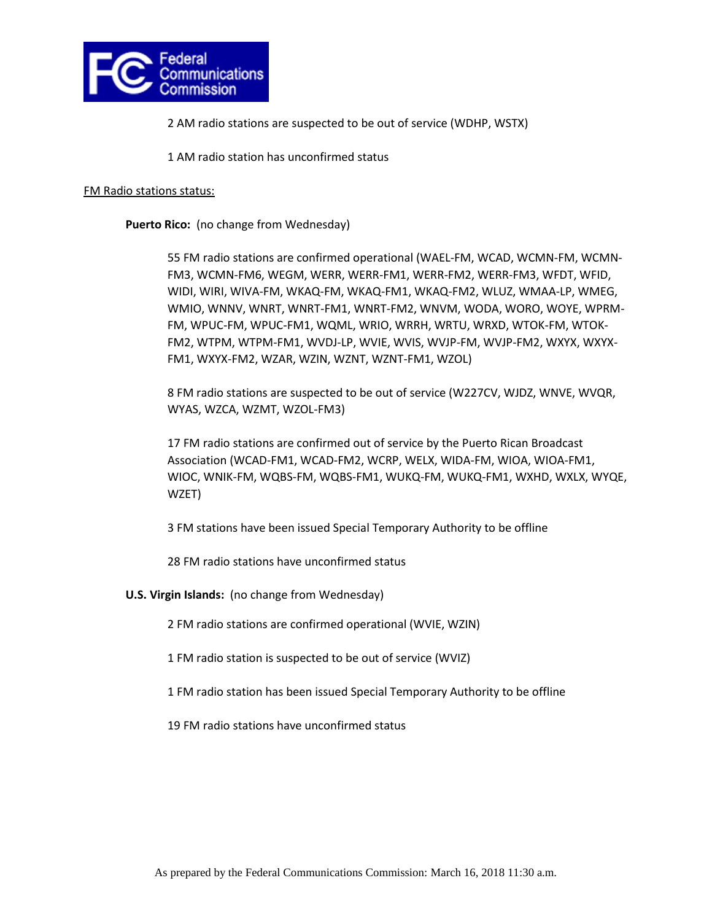2 AM radio stations are suspected to be out of service (WDHP, WSTX)

1 AM radio station has unconfirmed status

<u>FM Radio stations status:</u>

**Puerto Rico:** (no change from Wednesday)

55 FM radio stations are confirmed operational (WAEL-FM, WCAD, WCMN-FM, WCMN-FM3, WCMN-FM6, WEGM, WERR, WERR-FM1, WERR-FM2, WERR-FM3, WFDT, WFID, WIDI, WIRI, WIVA-FM, WKAQ-FM, WKAQ-FM1, WKAQ-FM2, WLUZ, WMAA-LP, WMEG, WMIO, WNNV, WNRT, WNRT-FM1, WNRT-FM2, WNVM, WODA, WORO, WOYE, WPRM-FM, WPUC-FM, WPUC-FM1, WQML, WRIO, WRRH, WRTU, WRXD, WTOK-FM, WTOK-FM2, WTPM, WTPM-FM1, WVDJ-LP, WVIE, WVIS, WVJP-FM, WVJP-FM2, WXYX, WXYX-FM1, WXYX-FM2, WZAR, WZIN, WZNT, WZNT-FM1, WZOL)

8 FM radio stations are suspected to be out of service (W227CV, WJDZ, WNVE, WVQR, WYAS, WZCA, WZMT, WZOL-FM3)

17 FM radio stations are confirmed out of service by the Puerto Rican Broadcast Association (WCAD-FM1, WCAD-FM2, WCRP, WELX, WIDA-FM, WIOA, WIOA-FM1, WIOC, WNIK-FM, WQBS-FM, WQBS-FM1, WUKQ-FM, WUKQ-FM1, WXHD, WXLX, WYQE, WZET)

3 FM stations have been issued Special Temporary Authority to be offline

28 FM radio stations have unconfirmed status

**U.S. Virgin Islands:** (no change from Wednesday)

2 FM radio stations are confirmed operational (WVIE, WZIN)

1 FM radio station is suspected to be out of service (WVIZ)

1 FM radio station has been issued Special Temporary Authority to be offline

19 FM radio stations have unconfirmed status

As prepared by the Federal Communications Commission: March 16, 2018 11:30 a.m.